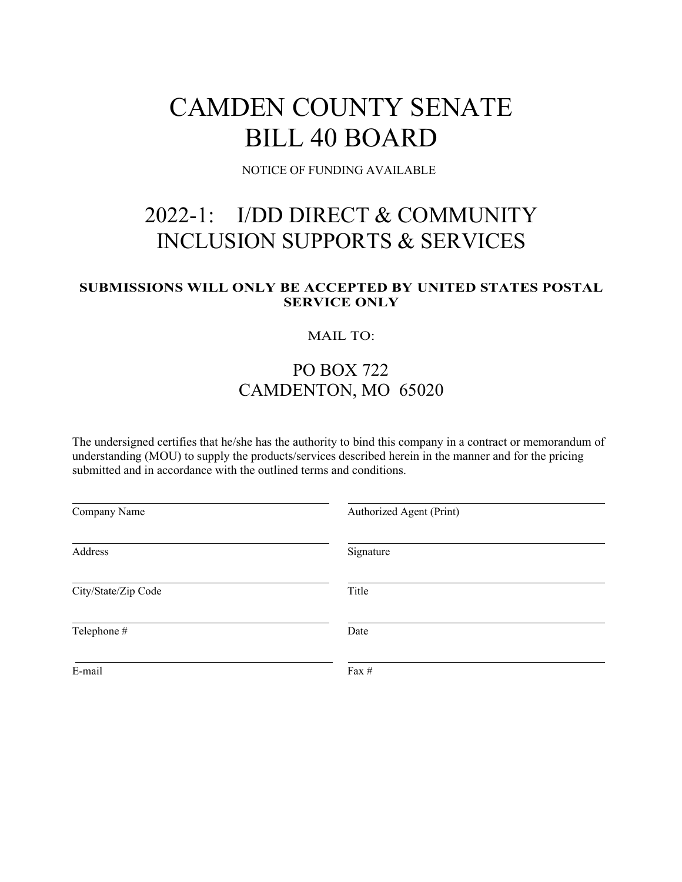# CAMDEN COUNTY SENATE BILL 40 BOARD

NOTICE OF FUNDING AVAILABLE

# 2022-1: I/DD DIRECT & COMMUNITY INCLUSION SUPPORTS & SERVICES

**SUBMISSIONS WILL ONLY BE ACCEPTED BY UNITED STATES POSTAL SERVICE ONLY**

MAIL TO:

PO BOX 722
CAMDENTON, MO 65020

The undersigned certifies that he/she has the authority to bind this company in a contract or memorandum of understanding (MOU) to supply the products/services described herein in the manner and for the pricing submitted and in accordance with the outlined terms and conditions.

| | |
|---|---|
| Company Name | Authorized Agent (Print) |
| Address | Signature |
| City/State/Zip Code | Title |
| Telephone # | Date |
| E-mail | Fax # |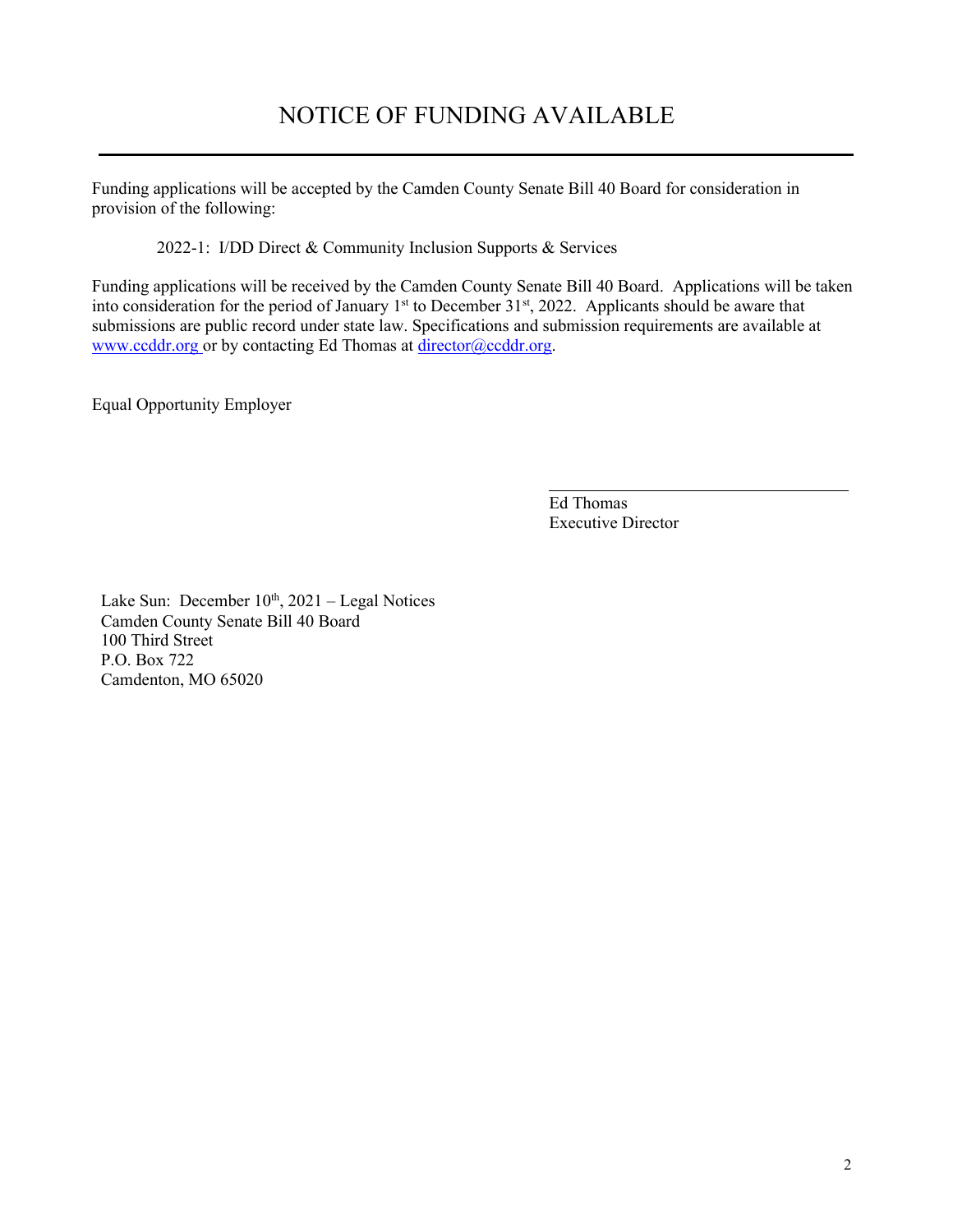# NOTICE OF FUNDING AVAILABLE

---

Funding applications will be accepted by the Camden County Senate Bill 40 Board for consideration in provision of the following:

2022-1: I/DD Direct & Community Inclusion Supports & Services

Funding applications will be received by the Camden County Senate Bill 40 Board. Applications will be taken into consideration for the period of January 1st to December 31st, 2022. Applicants should be aware that submissions are public record under state law. Specifications and submission requirements are available at www.ccddr.org or by contacting Ed Thomas at director@ccddr.org.

Equal Opportunity Employer

Ed Thomas
Executive Director

Lake Sun: December 10th, 2021 – Legal Notices
Camden County Senate Bill 40 Board
100 Third Street
P.O. Box 722
Camdenton, MO 65020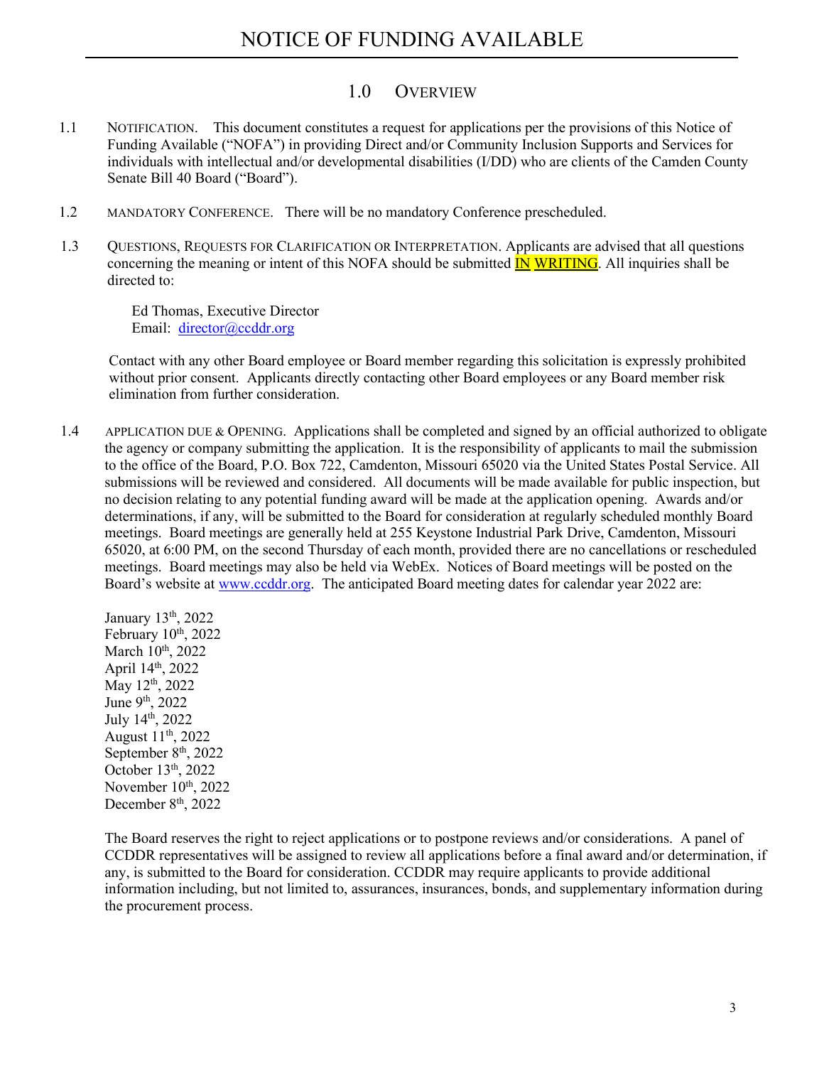# NOTICE OF FUNDING AVAILABLE

## 1.0 OVERVIEW

1.1 NOTIFICATION. This document constitutes a request for applications per the provisions of this Notice of Funding Available ("NOFA") in providing Direct and/or Community Inclusion Supports and Services for individuals with intellectual and/or developmental disabilities (I/DD) who are clients of the Camden County Senate Bill 40 Board ("Board").

1.2 MANDATORY CONFERENCE. There will be no mandatory Conference prescheduled.

1.3 QUESTIONS, REQUESTS FOR CLARIFICATION OR INTERPRETATION. Applicants are advised that all questions concerning the meaning or intent of this NOFA should be submitted **IN WRITING**. All inquiries shall be directed to:

Ed Thomas, Executive Director
Email: director@ccddr.org

Contact with any other Board employee or Board member regarding this solicitation is expressly prohibited without prior consent. Applicants directly contacting other Board employees or any Board member risk elimination from further consideration.

1.4 APPLICATION DUE & OPENING. Applications shall be completed and signed by an official authorized to obligate the agency or company submitting the application. It is the responsibility of applicants to mail the submission to the office of the Board, P.O. Box 722, Camdenton, Missouri 65020 via the United States Postal Service. All submissions will be reviewed and considered. All documents will be made available for public inspection, but no decision relating to any potential funding award will be made at the application opening. Awards and/or determinations, if any, will be submitted to the Board for consideration at regularly scheduled monthly Board meetings. Board meetings are generally held at 255 Keystone Industrial Park Drive, Camdenton, Missouri 65020, at 6:00 PM, on the second Thursday of each month, provided there are no cancellations or rescheduled meetings. Board meetings may also be held via WebEx. Notices of Board meetings will be posted on the Board's website at www.ccddr.org. The anticipated Board meeting dates for calendar year 2022 are:

January 13th, 2022
February 10th, 2022
March 10th, 2022
April 14th, 2022
May 12th, 2022
June 9th, 2022
July 14th, 2022
August 11th, 2022
September 8th, 2022
October 13th, 2022
November 10th, 2022
December 8th, 2022

The Board reserves the right to reject applications or to postpone reviews and/or considerations. A panel of CCDDR representatives will be assigned to review all applications before a final award and/or determination, if any, is submitted to the Board for consideration. CCDDR may require applicants to provide additional information including, but not limited to, assurances, insurances, bonds, and supplementary information during the procurement process.